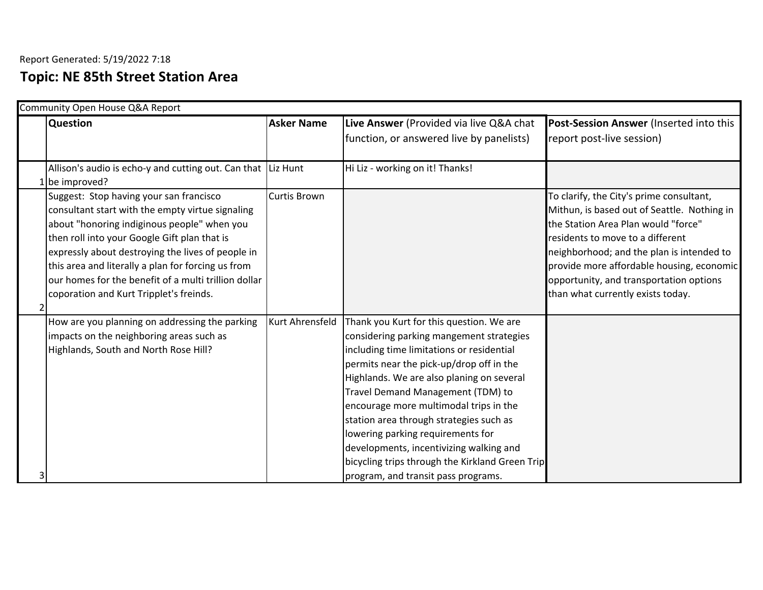Report Generated: 5/19/2022 7:18

## Topic: NE 85th Street Station Area

Community Open House Q&A Report

| | **Question** | **Asker Name** | **Live Answer** (Provided via live Q&A chat function, or answered live by panelists) | **Post-Session Answer** (Inserted into this report post-live session) |
|---|---|---|---|---|
| 1 | Allison's audio is echo-y and cutting out. Can that be improved? | Liz Hunt | Hi Liz - working on it! Thanks! | |
| 2 | Suggest: Stop having your san francisco consultant start with the empty virtue signaling about "honoring indiginous people" when you then roll into your Google Gift plan that is expressly about destroying the lives of people in this area and literally a plan for forcing us from our homes for the benefit of a multi trillion dollar coporation and Kurt Tripplet's freinds. | Curtis Brown | | To clarify, the City's prime consultant, Mithun, is based out of Seattle. Nothing in the Station Area Plan would "force" residents to move to a different neighborhood; and the plan is intended to provide more affordable housing, economic opportunity, and transportation options than what currently exists today. |
| 3 | How are you planning on addressing the parking impacts on the neighboring areas such as Highlands, South and North Rose Hill? | Kurt Ahrensfeld | Thank you Kurt for this question. We are considering parking mangement strategies including time limitations or residential permits near the pick-up/drop off in the Highlands. We are also planing on several Travel Demand Management (TDM) to encourage more multimodal trips in the station area through strategies such as lowering parking requirements for developments, incentivizing walking and bicycling trips through the Kirkland Green Trip program, and transit pass programs. | |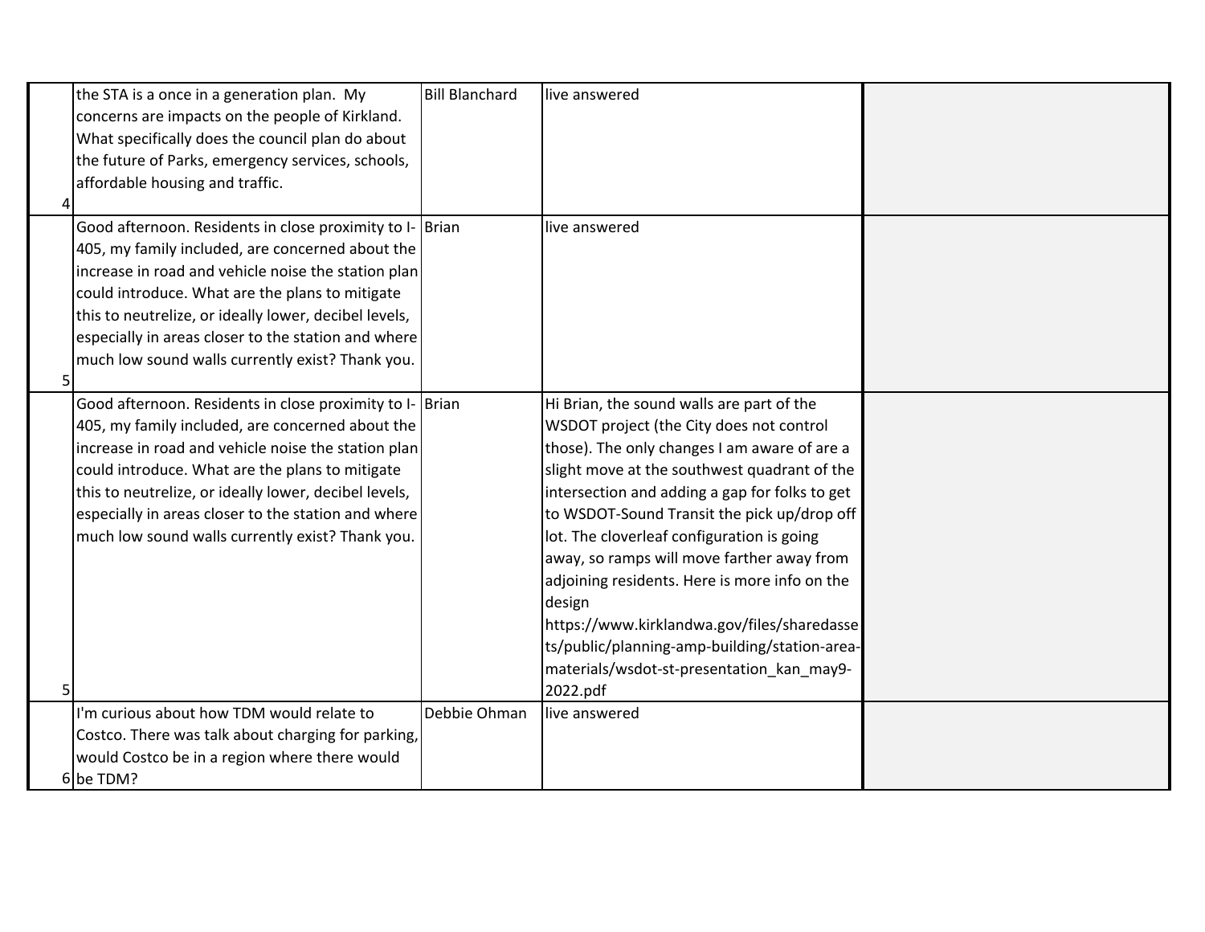| | | | | |
|---|---|---|---|---|
| 4 | the STA is a once in a generation plan. My concerns are impacts on the people of Kirkland. What specifically does the council plan do about the future of Parks, emergency services, schools, affordable housing and traffic. | Bill Blanchard | live answered | |
| 5 | Good afternoon. Residents in close proximity to I-405, my family included, are concerned about the increase in road and vehicle noise the station plan could introduce. What are the plans to mitigate this to neutrelize, or ideally lower, decibel levels, especially in areas closer to the station and where much low sound walls currently exist? Thank you. | Brian | live answered | |
| 5 | Good afternoon. Residents in close proximity to I-405, my family included, are concerned about the increase in road and vehicle noise the station plan could introduce. What are the plans to mitigate this to neutrelize, or ideally lower, decibel levels, especially in areas closer to the station and where much low sound walls currently exist? Thank you. | Brian | Hi Brian, the sound walls are part of the WSDOT project (the City does not control those). The only changes I am aware of are a slight move at the southwest quadrant of the intersection and adding a gap for folks to get to WSDOT-Sound Transit the pick up/drop off lot. The cloverleaf configuration is going away, so ramps will move farther away from adjoining residents. Here is more info on the design https://www.kirklandwa.gov/files/sharedassets/public/planning-amp-building/station-area-materials/wsdot-st-presentation_kan_may9-2022.pdf | |
| 6 | I'm curious about how TDM would relate to Costco. There was talk about charging for parking, would Costco be in a region where there would be TDM? | Debbie Ohman | live answered | |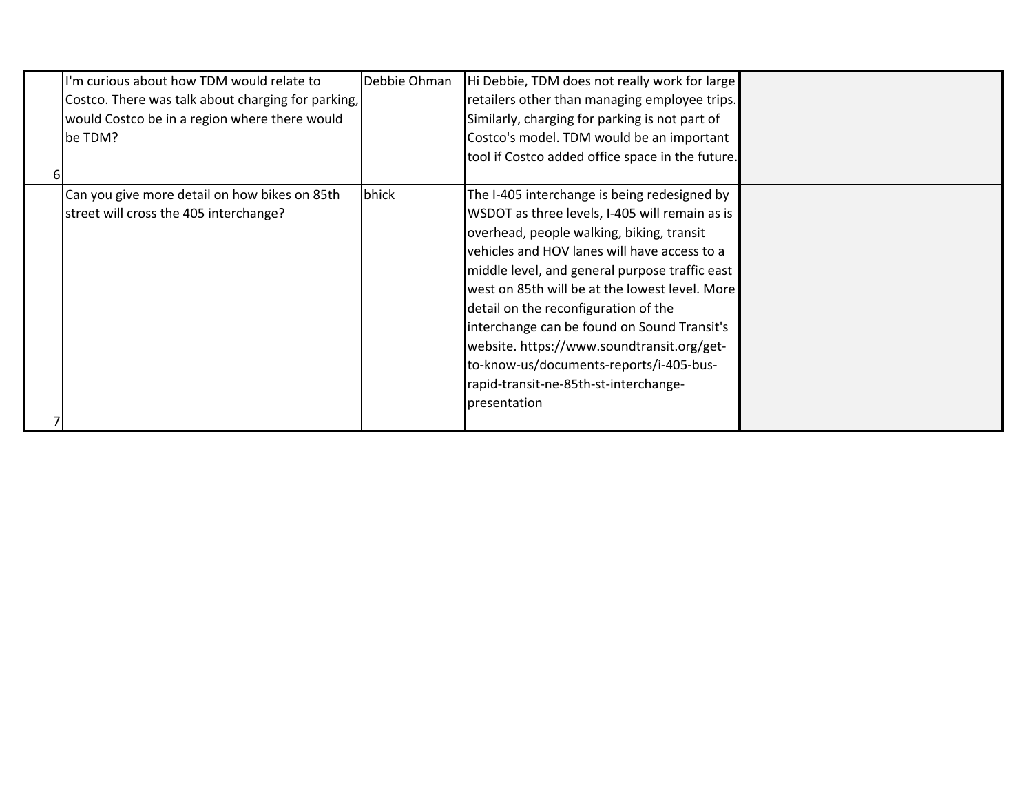| | | | | |
|---|---|---|---|---|
| 6 | I'm curious about how TDM would relate to Costco. There was talk about charging for parking, would Costco be in a region where there would be TDM? | Debbie Ohman | Hi Debbie, TDM does not really work for large retailers other than managing employee trips. Similarly, charging for parking is not part of Costco's model. TDM would be an important tool if Costco added office space in the future. | |
| 7 | Can you give more detail on how bikes on 85th street will cross the 405 interchange? | bhick | The I-405 interchange is being redesigned by WSDOT as three levels, I-405 will remain as is overhead, people walking, biking, transit vehicles and HOV lanes will have access to a middle level, and general purpose traffic east west on 85th will be at the lowest level. More detail on the reconfiguration of the interchange can be found on Sound Transit's website. https://www.soundtransit.org/get-to-know-us/documents-reports/i-405-bus-rapid-transit-ne-85th-st-interchange-presentation | |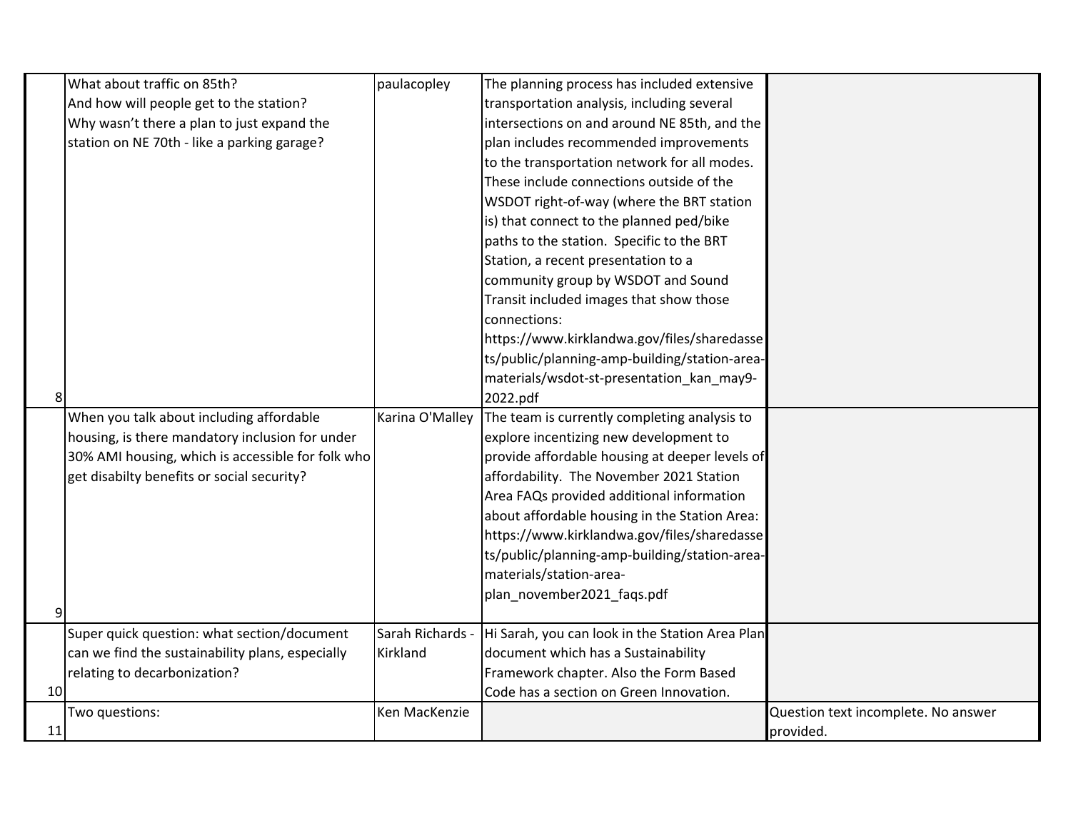| | | | | |
|---|---|---|---|---|
| 8 | What about traffic on 85th?<br>And how will people get to the station?<br>Why wasn't there a plan to just expand the station on NE 70th - like a parking garage? | paulacopley | The planning process has included extensive transportation analysis, including several intersections on and around NE 85th, and the plan includes recommended improvements to the transportation network for all modes. These include connections outside of the WSDOT right-of-way (where the BRT station is) that connect to the planned ped/bike paths to the station. Specific to the BRT Station, a recent presentation to a community group by WSDOT and Sound Transit included images that show those connections: https://www.kirklandwa.gov/files/sharedassets/public/planning-amp-building/station-area-materials/wsdot-st-presentation_kan_may9-2022.pdf | |
| 9 | When you talk about including affordable housing, is there mandatory inclusion for under 30% AMI housing, which is accessible for folk who get disabilty benefits or social security? | Karina O'Malley | The team is currently completing analysis to explore incentizing new development to provide affordable housing at deeper levels of affordability. The November 2021 Station Area FAQs provided additional information about affordable housing in the Station Area: https://www.kirklandwa.gov/files/sharedassets/public/planning-amp-building/station-area-materials/station-area-plan_november2021_faqs.pdf | |
| 10 | Super quick question: what section/document can we find the sustainability plans, especially relating to decarbonization? | Sarah Richards - Kirkland | Hi Sarah, you can look in the Station Area Plan document which has a Sustainability Framework chapter. Also the Form Based Code has a section on Green Innovation. | |
| 11 | Two questions: | Ken MacKenzie | | Question text incomplete. No answer provided. |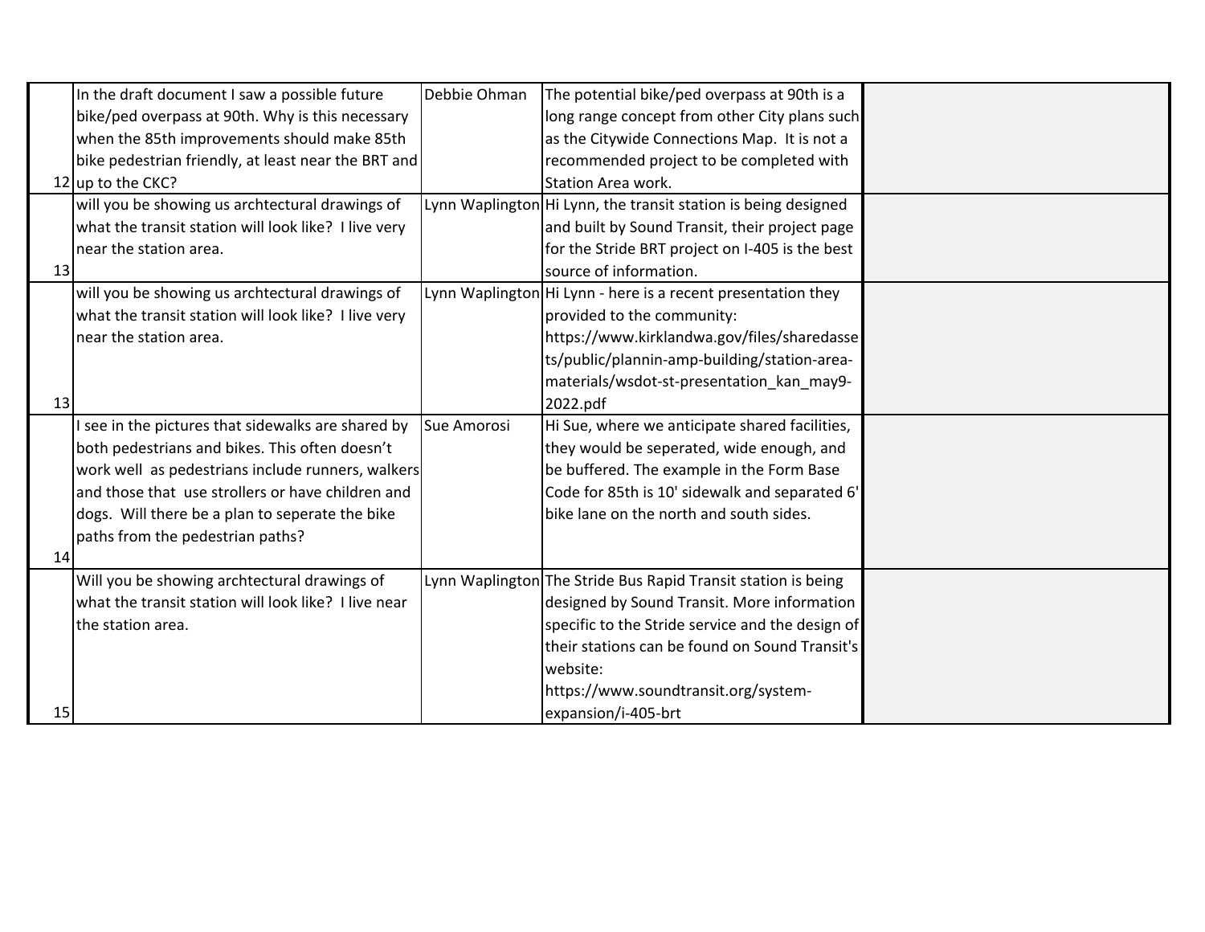| | | | | |
|---|---|---|---|---|
| 12 | In the draft document I saw a possible future bike/ped overpass at 90th. Why is this necessary when the 85th improvements should make 85th bike pedestrian friendly, at least near the BRT and up to the CKC? | Debbie Ohman | The potential bike/ped overpass at 90th is a long range concept from other City plans such as the Citywide Connections Map. It is not a recommended project to be completed with Station Area work. | |
| 13 | will you be showing us archtectural drawings of what the transit station will look like? I live very near the station area. | Lynn Waplington | Hi Lynn, the transit station is being designed and built by Sound Transit, their project page for the Stride BRT project on I-405 is the best source of information. | |
| 13 | will you be showing us archtectural drawings of what the transit station will look like? I live very near the station area. | Lynn Waplington | Hi Lynn - here is a recent presentation they provided to the community: https://www.kirklandwa.gov/files/sharedassets/public/plannin-amp-building/station-area-materials/wsdot-st-presentation_kan_may9-2022.pdf | |
| 14 | I see in the pictures that sidewalks are shared by both pedestrians and bikes. This often doesn't work well as pedestrians include runners, walkers and those that use strollers or have children and dogs. Will there be a plan to seperate the bike paths from the pedestrian paths? | Sue Amorosi | Hi Sue, where we anticipate shared facilities, they would be seperated, wide enough, and be buffered. The example in the Form Base Code for 85th is 10' sidewalk and separated 6' bike lane on the north and south sides. | |
| 15 | Will you be showing archtectural drawings of what the transit station will look like? I live near the station area. | Lynn Waplington | The Stride Bus Rapid Transit station is being designed by Sound Transit. More information specific to the Stride service and the design of their stations can be found on Sound Transit's website: https://www.soundtransit.org/system-expansion/i-405-brt | |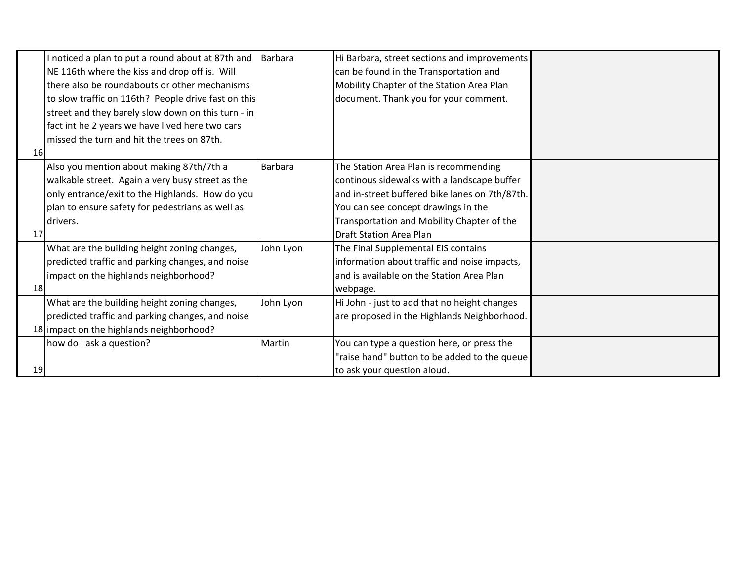| | | | | |
|---|---|---|---|---|
| 16 | I noticed a plan to put a round about at 87th and NE 116th where the kiss and drop off is. Will there also be roundabouts or other mechanisms to slow traffic on 116th? People drive fast on this street and they barely slow down on this turn - in fact int he 2 years we have lived here two cars missed the turn and hit the trees on 87th. | Barbara | Hi Barbara, street sections and improvements can be found in the Transportation and Mobility Chapter of the Station Area Plan document. Thank you for your comment. | |
| 17 | Also you mention about making 87th/7th a walkable street. Again a very busy street as the only entrance/exit to the Highlands. How do you plan to ensure safety for pedestrians as well as drivers. | Barbara | The Station Area Plan is recommending continous sidewalks with a landscape buffer and in-street buffered bike lanes on 7th/87th. You can see concept drawings in the Transportation and Mobility Chapter of the Draft Station Area Plan | |
| 18 | What are the building height zoning changes, predicted traffic and parking changes, and noise impact on the highlands neighborhood? | John Lyon | The Final Supplemental EIS contains information about traffic and noise impacts, and is available on the Station Area Plan webpage. | |
| 18 | What are the building height zoning changes, predicted traffic and parking changes, and noise impact on the highlands neighborhood? | John Lyon | Hi John - just to add that no height changes are proposed in the Highlands Neighborhood. | |
| 19 | how do i ask a question? | Martin | You can type a question here, or press the "raise hand" button to be added to the queue to ask your question aloud. | |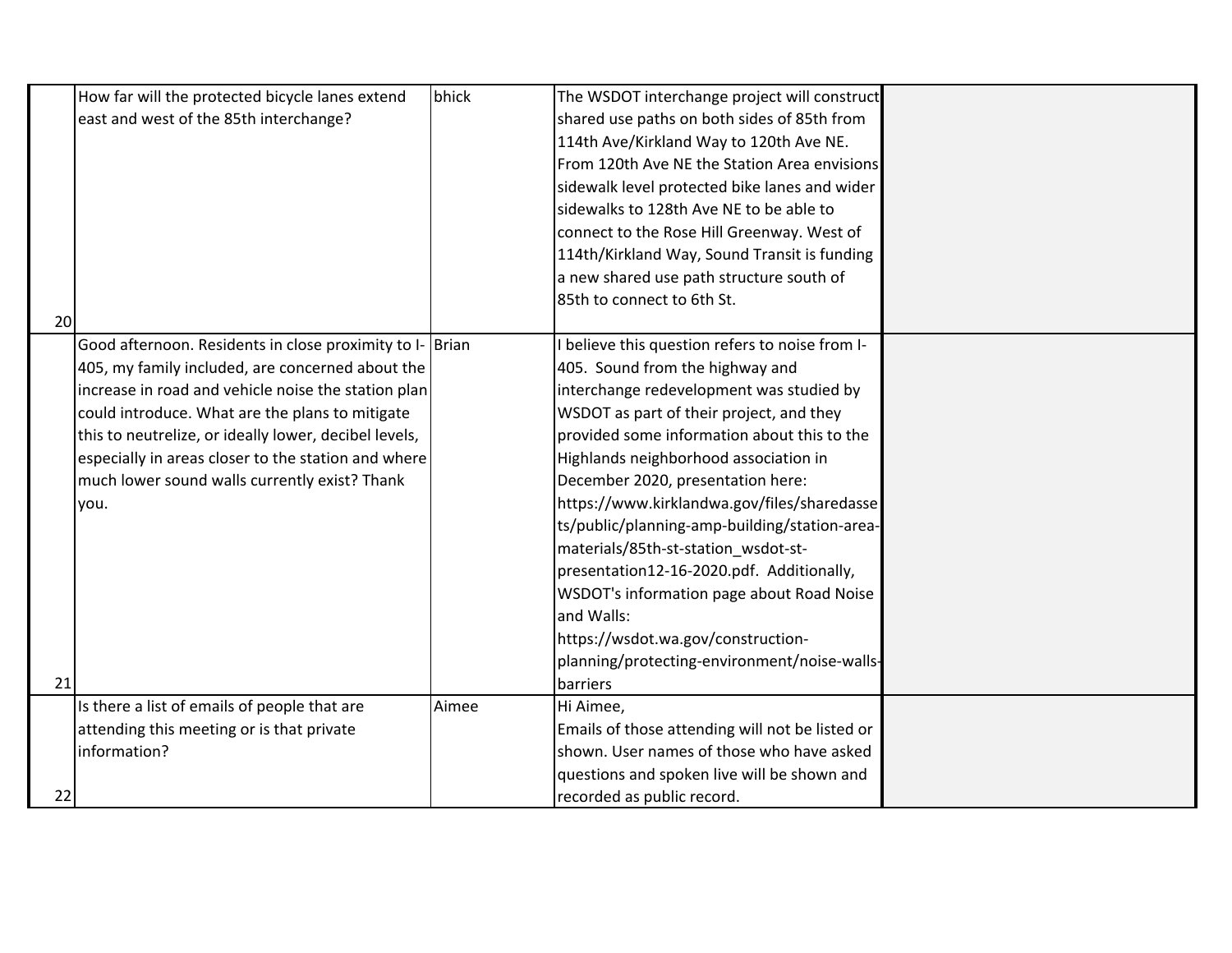| | | | | |
|---|---|---|---|---|
| 20 | How far will the protected bicycle lanes extend east and west of the 85th interchange? | bhick | The WSDOT interchange project will construct shared use paths on both sides of 85th from 114th Ave/Kirkland Way to 120th Ave NE. From 120th Ave NE the Station Area envisions sidewalk level protected bike lanes and wider sidewalks to 128th Ave NE to be able to connect to the Rose Hill Greenway. West of 114th/Kirkland Way, Sound Transit is funding a new shared use path structure south of 85th to connect to 6th St. | |
| 21 | Good afternoon. Residents in close proximity to I-405, my family included, are concerned about the increase in road and vehicle noise the station plan could introduce. What are the plans to mitigate this to neutrelize, or ideally lower, decibel levels, especially in areas closer to the station and where much lower sound walls currently exist? Thank you. | Brian | I believe this question refers to noise from I-405. Sound from the highway and interchange redevelopment was studied by WSDOT as part of their project, and they provided some information about this to the Highlands neighborhood association in December 2020, presentation here: https://www.kirklandwa.gov/files/sharedassets/public/planning-amp-building/station-area-materials/85th-st-station_wsdot-st-presentation12-16-2020.pdf. Additionally, WSDOT's information page about Road Noise and Walls: https://wsdot.wa.gov/construction-planning/protecting-environment/noise-walls-barriers | |
| 22 | Is there a list of emails of people that are attending this meeting or is that private information? | Aimee | Hi Aimee,<br>Emails of those attending will not be listed or shown. User names of those who have asked questions and spoken live will be shown and recorded as public record. | |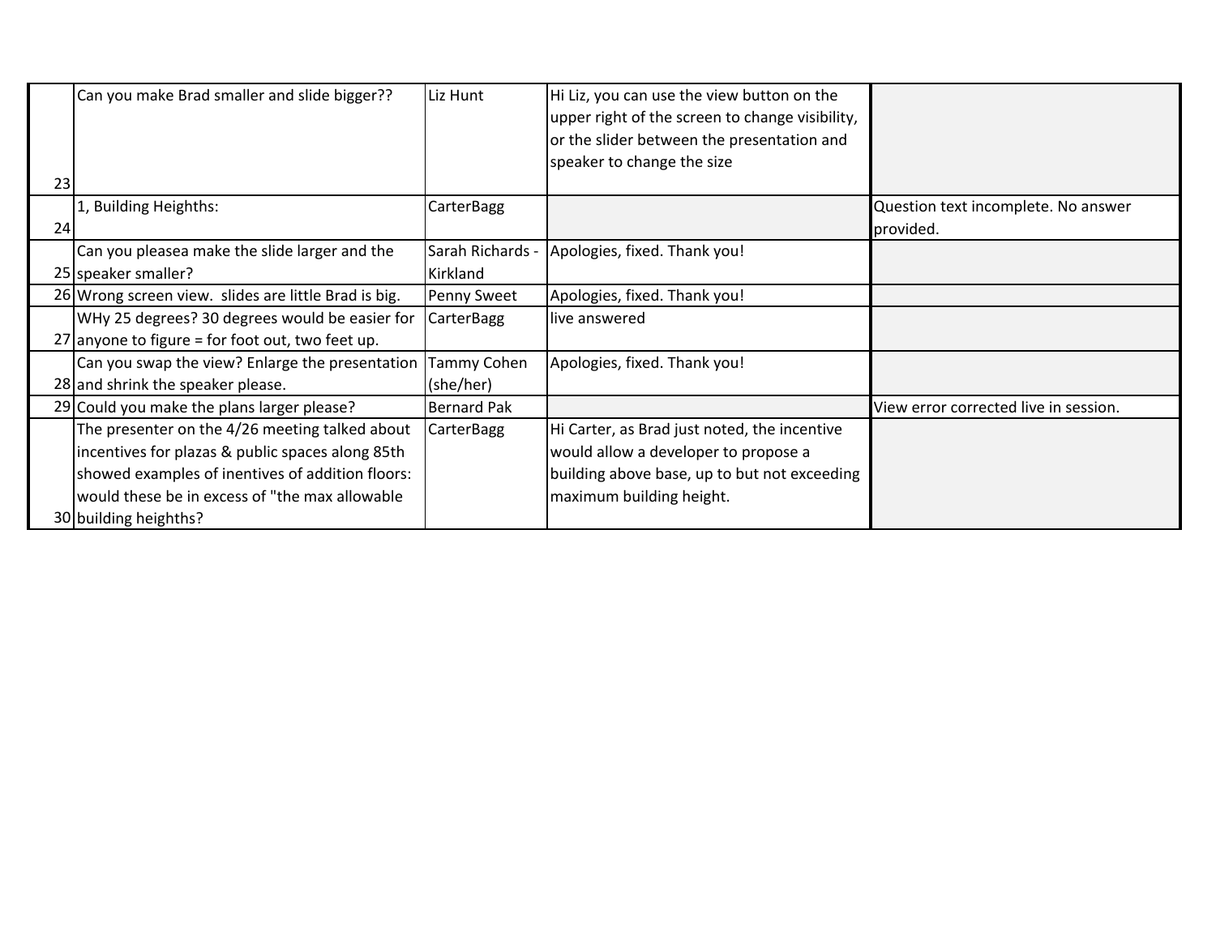| | | | | |
|---|---|---|---|---|
| 23 | Can you make Brad smaller and slide bigger?? | Liz Hunt | Hi Liz, you can use the view button on the upper right of the screen to change visibility, or the slider between the presentation and speaker to change the size | |
| 24 | 1, Building Heighths: | CarterBagg | | Question text incomplete. No answer provided. |
| 25 | Can you pleasea make the slide larger and the speaker smaller? | Sarah Richards - Kirkland | Apologies, fixed. Thank you! | |
| 26 | Wrong screen view. slides are little Brad is big. | Penny Sweet | Apologies, fixed. Thank you! | |
| 27 | WHy 25 degrees? 30 degrees would be easier for anyone to figure = for foot out, two feet up. | CarterBagg | live answered | |
| 28 | Can you swap the view? Enlarge the presentation and shrink the speaker please. | Tammy Cohen (she/her) | Apologies, fixed. Thank you! | |
| 29 | Could you make the plans larger please? | Bernard Pak | | View error corrected live in session. |
| 30 | The presenter on the 4/26 meeting talked about incentives for plazas & public spaces along 85th showed examples of inentives of addition floors: would these be in excess of "the max allowable building heighths? | CarterBagg | Hi Carter, as Brad just noted, the incentive would allow a developer to propose a building above base, up to but not exceeding maximum building height. | |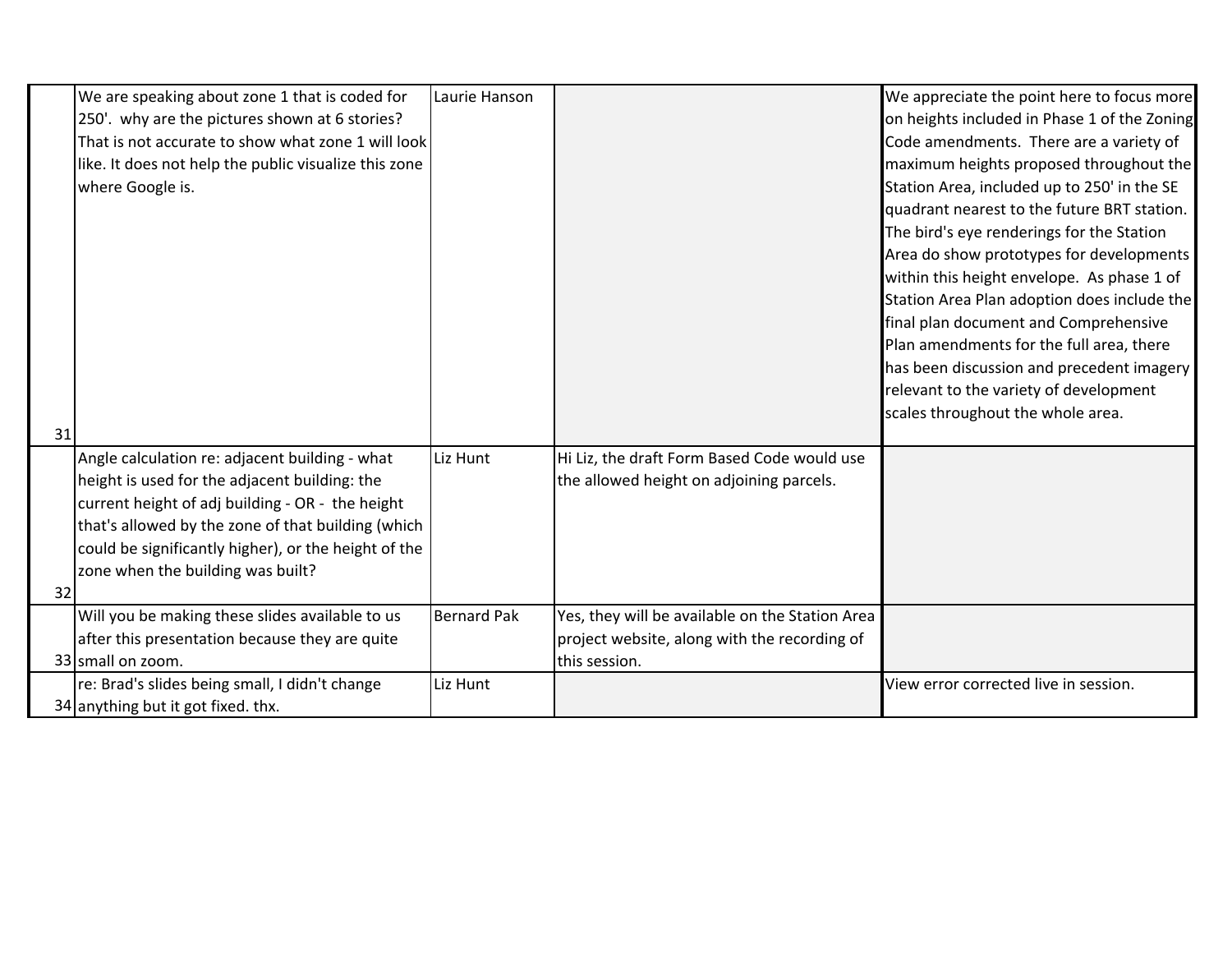| | | | | |
|---|---|---|---|---|
| 31 | We are speaking about zone 1 that is coded for 250'. why are the pictures shown at 6 stories? That is not accurate to show what zone 1 will look like. It does not help the public visualize this zone where Google is. | Laurie Hanson | | We appreciate the point here to focus more on heights included in Phase 1 of the Zoning Code amendments. There are a variety of maximum heights proposed throughout the Station Area, included up to 250' in the SE quadrant nearest to the future BRT station. The bird's eye renderings for the Station Area do show prototypes for developments within this height envelope. As phase 1 of Station Area Plan adoption does include the final plan document and Comprehensive Plan amendments for the full area, there has been discussion and precedent imagery relevant to the variety of development scales throughout the whole area. |
| 32 | Angle calculation re: adjacent building - what height is used for the adjacent building: the current height of adj building - OR - the height that's allowed by the zone of that building (which could be significantly higher), or the height of the zone when the building was built? | Liz Hunt | Hi Liz, the draft Form Based Code would use the allowed height on adjoining parcels. | |
| 33 | Will you be making these slides available to us after this presentation because they are quite small on zoom. | Bernard Pak | Yes, they will be available on the Station Area project website, along with the recording of this session. | |
| 34 | re: Brad's slides being small, I didn't change anything but it got fixed. thx. | Liz Hunt | | View error corrected live in session. |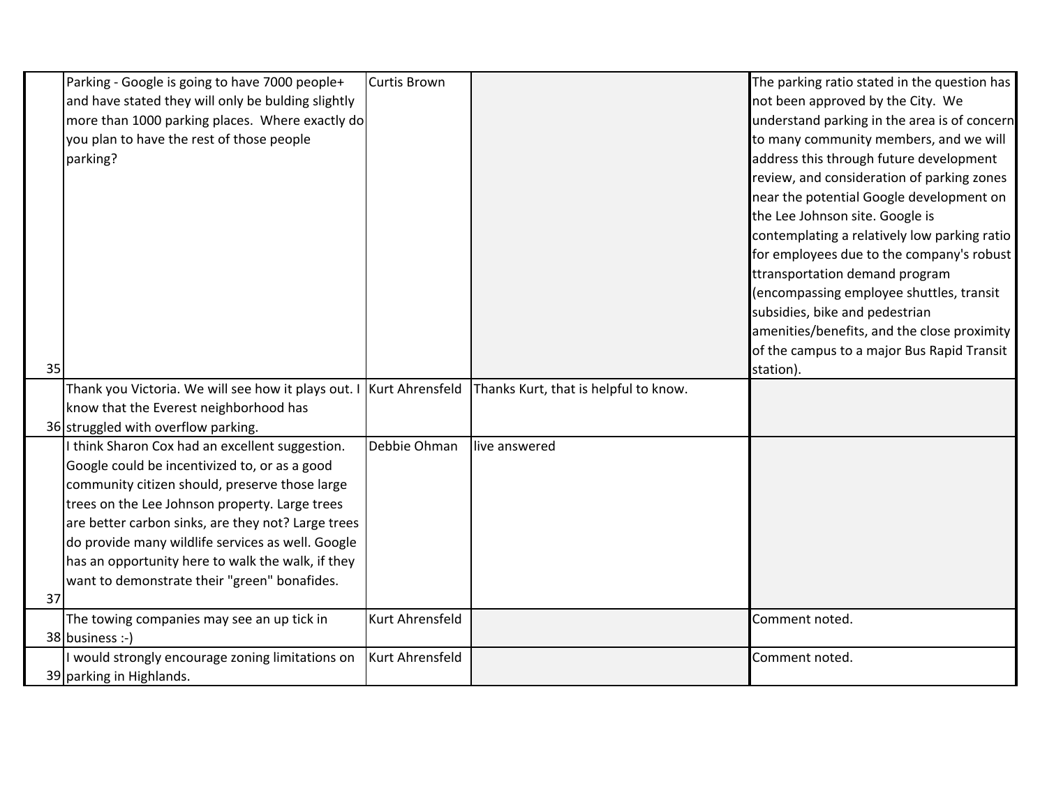| | | | | |
|---|---|---|---|---|
| 35 | Parking - Google is going to have 7000 people+ and have stated they will only be bulding slightly more than 1000 parking places. Where exactly do you plan to have the rest of those people parking? | Curtis Brown | | The parking ratio stated in the question has not been approved by the City. We understand parking in the area is of concern to many community members, and we will address this through future development review, and consideration of parking zones near the potential Google development on the Lee Johnson site. Google is contemplating a relatively low parking ratio for employees due to the company's robust ttransportation demand program (encompassing employee shuttles, transit subsidies, bike and pedestrian amenities/benefits, and the close proximity of the campus to a major Bus Rapid Transit station). |
| 36 | Thank you Victoria. We will see how it plays out. I know that the Everest neighborhood has struggled with overflow parking. | Kurt Ahrensfeld | Thanks Kurt, that is helpful to know. | |
| 37 | I think Sharon Cox had an excellent suggestion. Google could be incentivized to, or as a good community citizen should, preserve those large trees on the Lee Johnson property. Large trees are better carbon sinks, are they not? Large trees do provide many wildlife services as well. Google has an opportunity here to walk the walk, if they want to demonstrate their "green" bonafides. | Debbie Ohman | live answered | |
| 38 | The towing companies may see an up tick in business :-) | Kurt Ahrensfeld | | Comment noted. |
| 39 | I would strongly encourage zoning limitations on parking in Highlands. | Kurt Ahrensfeld | | Comment noted. |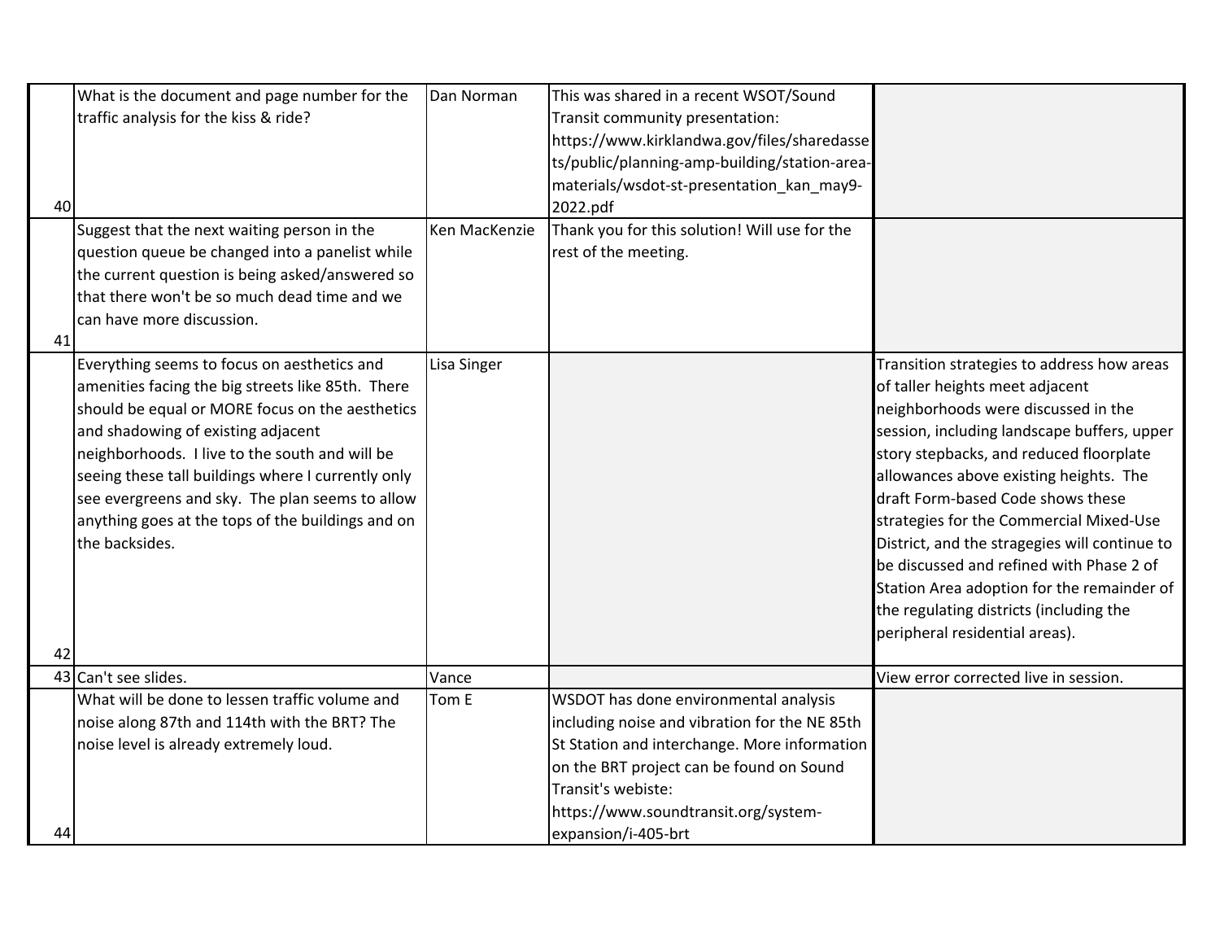| | | | | |
|---|---|---|---|---|
| 40 | What is the document and page number for the traffic analysis for the kiss & ride? | Dan Norman | This was shared in a recent WSOT/Sound Transit community presentation: https://www.kirklandwa.gov/files/sharedassets/public/planning-amp-building/station-area-materials/wsdot-st-presentation_kan_may9-2022.pdf | |
| 41 | Suggest that the next waiting person in the question queue be changed into a panelist while the current question is being asked/answered so that there won't be so much dead time and we can have more discussion. | Ken MacKenzie | Thank you for this solution! Will use for the rest of the meeting. | |
| 42 | Everything seems to focus on aesthetics and amenities facing the big streets like 85th. There should be equal or MORE focus on the aesthetics and shadowing of existing adjacent neighborhoods. I live to the south and will be seeing these tall buildings where I currently only see evergreens and sky. The plan seems to allow anything goes at the tops of the buildings and on the backsides. | Lisa Singer | | Transition strategies to address how areas of taller heights meet adjacent neighborhoods were discussed in the session, including landscape buffers, upper story stepbacks, and reduced floorplate allowances above existing heights. The draft Form-based Code shows these strategies for the Commercial Mixed-Use District, and the stragegies will continue to be discussed and refined with Phase 2 of Station Area adoption for the remainder of the regulating districts (including the peripheral residential areas). |
| 43 | Can't see slides. | Vance | | View error corrected live in session. |
| 44 | What will be done to lessen traffic volume and noise along 87th and 114th with the BRT? The noise level is already extremely loud. | Tom E | WSDOT has done environmental analysis including noise and vibration for the NE 85th St Station and interchange. More information on the BRT project can be found on Sound Transit's webiste: https://www.soundtransit.org/system-expansion/i-405-brt | |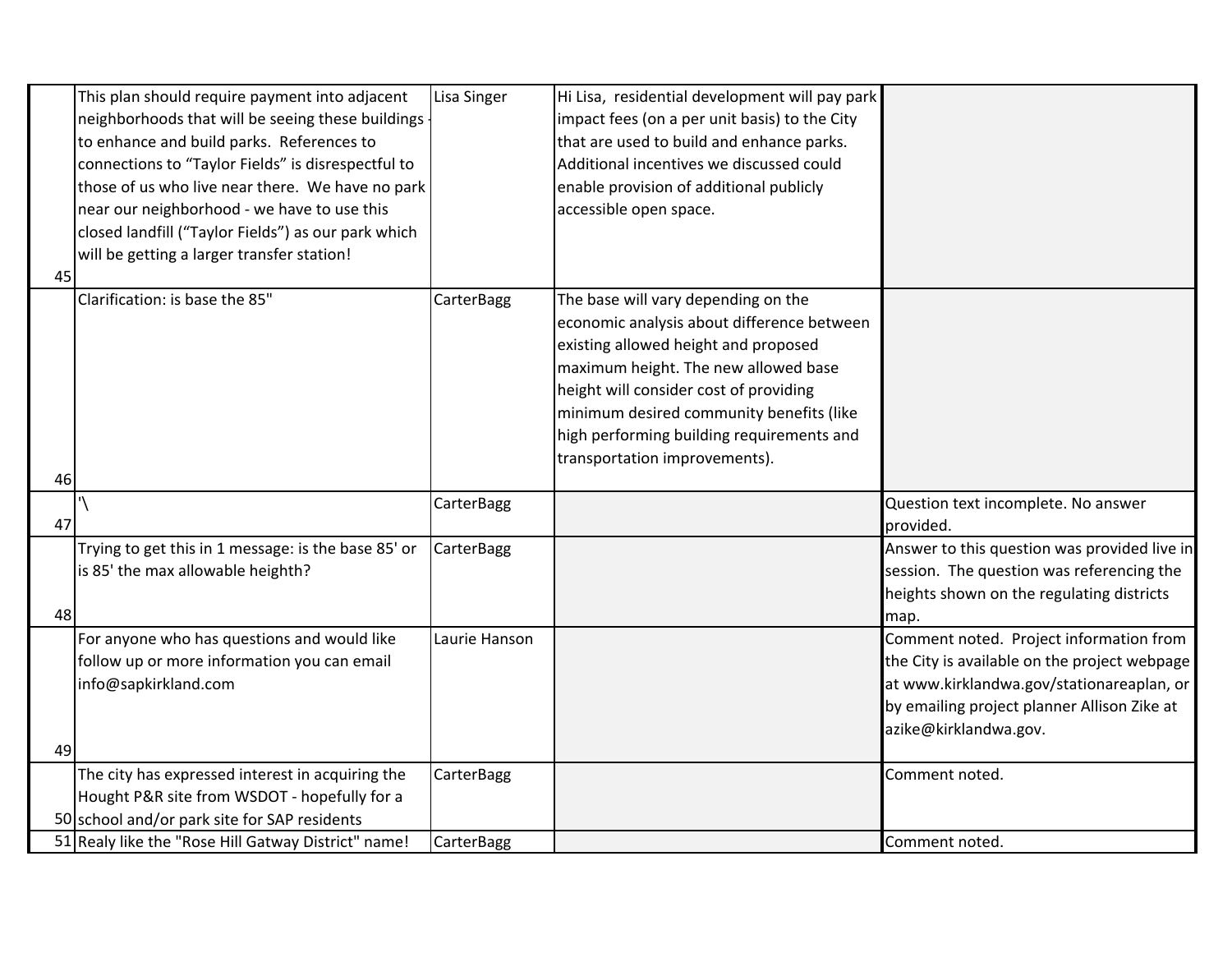| | | | | |
|---|---|---|---|---|
| 45 | This plan should require payment into adjacent neighborhoods that will be seeing these buildings - to enhance and build parks. References to connections to "Taylor Fields" is disrespectful to those of us who live near there. We have no park near our neighborhood - we have to use this closed landfill ("Taylor Fields") as our park which will be getting a larger transfer station! | Lisa Singer | Hi Lisa, residential development will pay park impact fees (on a per unit basis) to the City that are used to build and enhance parks. Additional incentives we discussed could enable provision of additional publicly accessible open space. | |
| 46 | Clarification: is base the 85" | CarterBagg | The base will vary depending on the economic analysis about difference between existing allowed height and proposed maximum height. The new allowed base height will consider cost of providing minimum desired community benefits (like high performing building requirements and transportation improvements). | |
| 47 | '\ | CarterBagg | | Question text incomplete. No answer provided. |
| 48 | Trying to get this in 1 message: is the base 85' or is 85' the max allowable heighth? | CarterBagg | | Answer to this question was provided live in session. The question was referencing the heights shown on the regulating districts map. |
| 49 | For anyone who has questions and would like follow up or more information you can email info@sapkirkland.com | Laurie Hanson | | Comment noted. Project information from the City is available on the project webpage at www.kirklandwa.gov/stationareaplan, or by emailing project planner Allison Zike at azike@kirklandwa.gov. |
| 50 | The city has expressed interest in acquiring the Hought P&R site from WSDOT - hopefully for a school and/or park site for SAP residents | CarterBagg | | Comment noted. |
| 51 | Realy like the "Rose Hill Gatway District" name! | CarterBagg | | Comment noted. |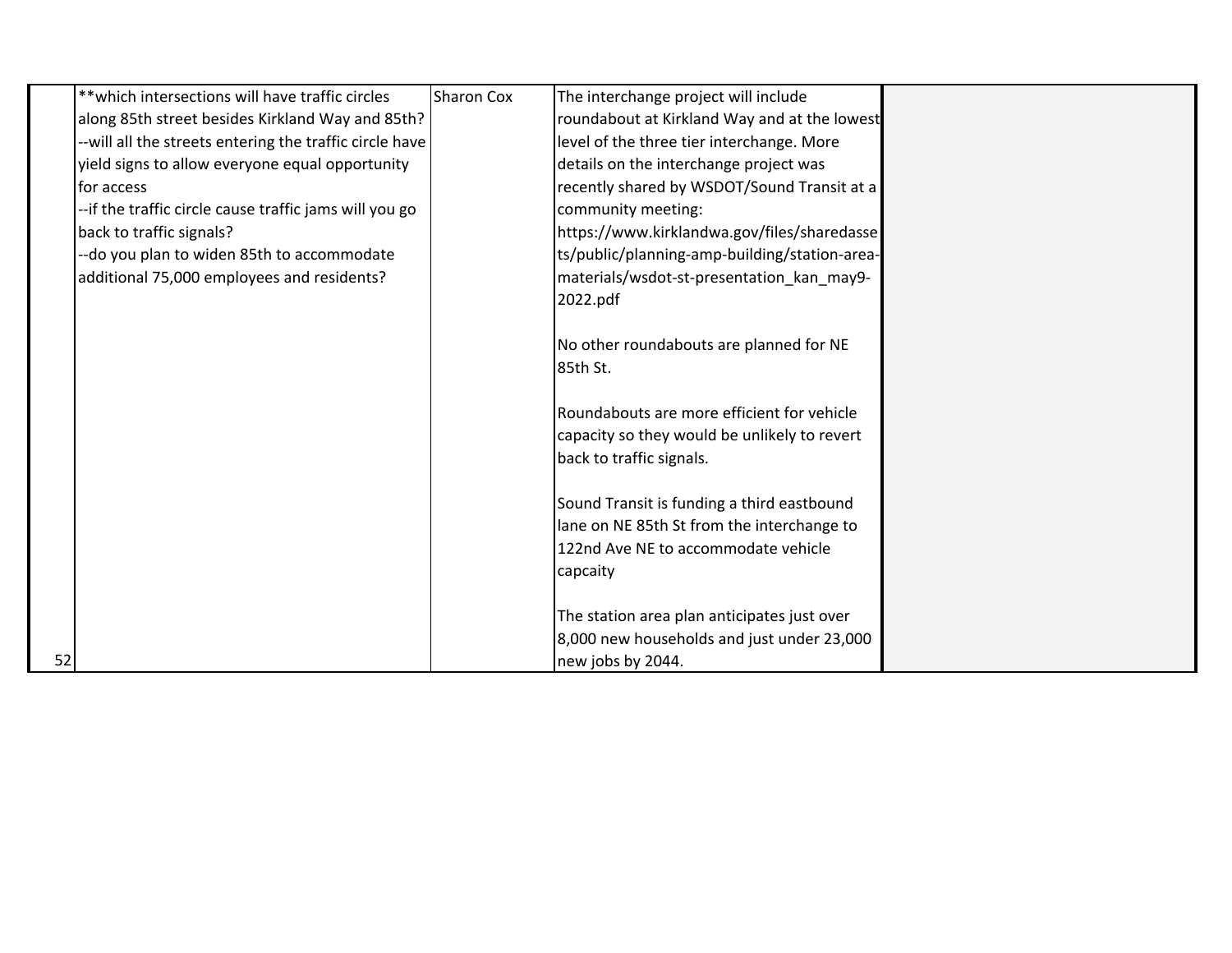| | | | | |
|---|---|---|---|---|
| 52 | **which intersections will have traffic circles along 85th street besides Kirkland Way and 85th?<br>--will all the streets entering the traffic circle have yield signs to allow everyone equal opportunity for access<br>--if the traffic circle cause traffic jams will you go back to traffic signals?<br>--do you plan to widen 85th to accommodate additional 75,000 employees and residents? | Sharon Cox | The interchange project will include roundabout at Kirkland Way and at the lowest level of the three tier interchange. More details on the interchange project was recently shared by WSDOT/Sound Transit at a community meeting: https://www.kirklandwa.gov/files/sharedassets/public/planning-amp-building/station-area-materials/wsdot-st-presentation_kan_may9-2022.pdf<br><br>No other roundabouts are planned for NE 85th St.<br><br>Roundabouts are more efficient for vehicle capacity so they would be unlikely to revert back to traffic signals.<br><br>Sound Transit is funding a third eastbound lane on NE 85th St from the interchange to 122nd Ave NE to accommodate vehicle capcaity<br><br>The station area plan anticipates just over 8,000 new households and just under 23,000 new jobs by 2044. | |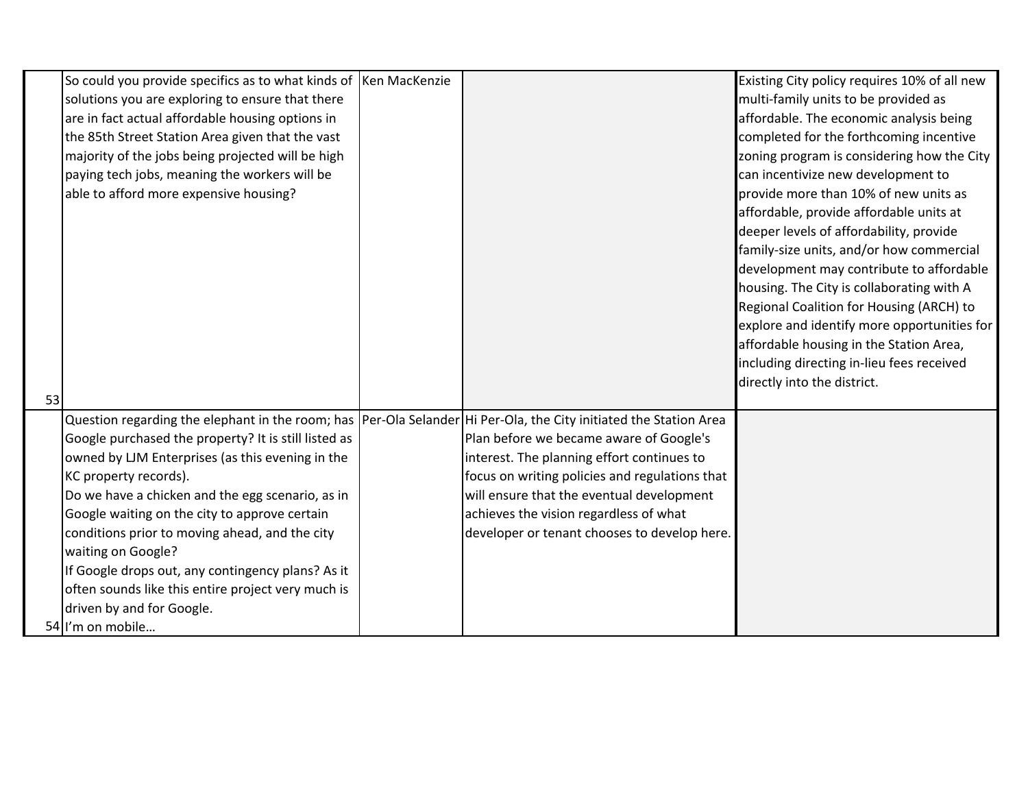| | | | | |
|---|---|---|---|---|
| 53 | So could you provide specifics as to what kinds of solutions you are exploring to ensure that there are in fact actual affordable housing options in the 85th Street Station Area given that the vast majority of the jobs being projected will be high paying tech jobs, meaning the workers will be able to afford more expensive housing? | Ken MacKenzie | | Existing City policy requires 10% of all new multi-family units to be provided as affordable. The economic analysis being completed for the forthcoming incentive zoning program is considering how the City can incentivize new development to provide more than 10% of new units as affordable, provide affordable units at deeper levels of affordability, provide family-size units, and/or how commercial development may contribute to affordable housing. The City is collaborating with A Regional Coalition for Housing (ARCH) to explore and identify more opportunities for affordable housing in the Station Area, including directing in-lieu fees received directly into the district. |
| 54 | Question regarding the elephant in the room; has Google purchased the property? It is still listed as owned by LJM Enterprises (as this evening in the KC property records).<br>Do we have a chicken and the egg scenario, as in Google waiting on the city to approve certain conditions prior to moving ahead, and the city waiting on Google?<br>If Google drops out, any contingency plans? As it often sounds like this entire project very much is driven by and for Google.<br>I'm on mobile… | Per-Ola Selander | Hi Per-Ola, the City initiated the Station Area Plan before we became aware of Google's interest. The planning effort continues to focus on writing policies and regulations that will ensure that the eventual development achieves the vision regardless of what developer or tenant chooses to develop here. | |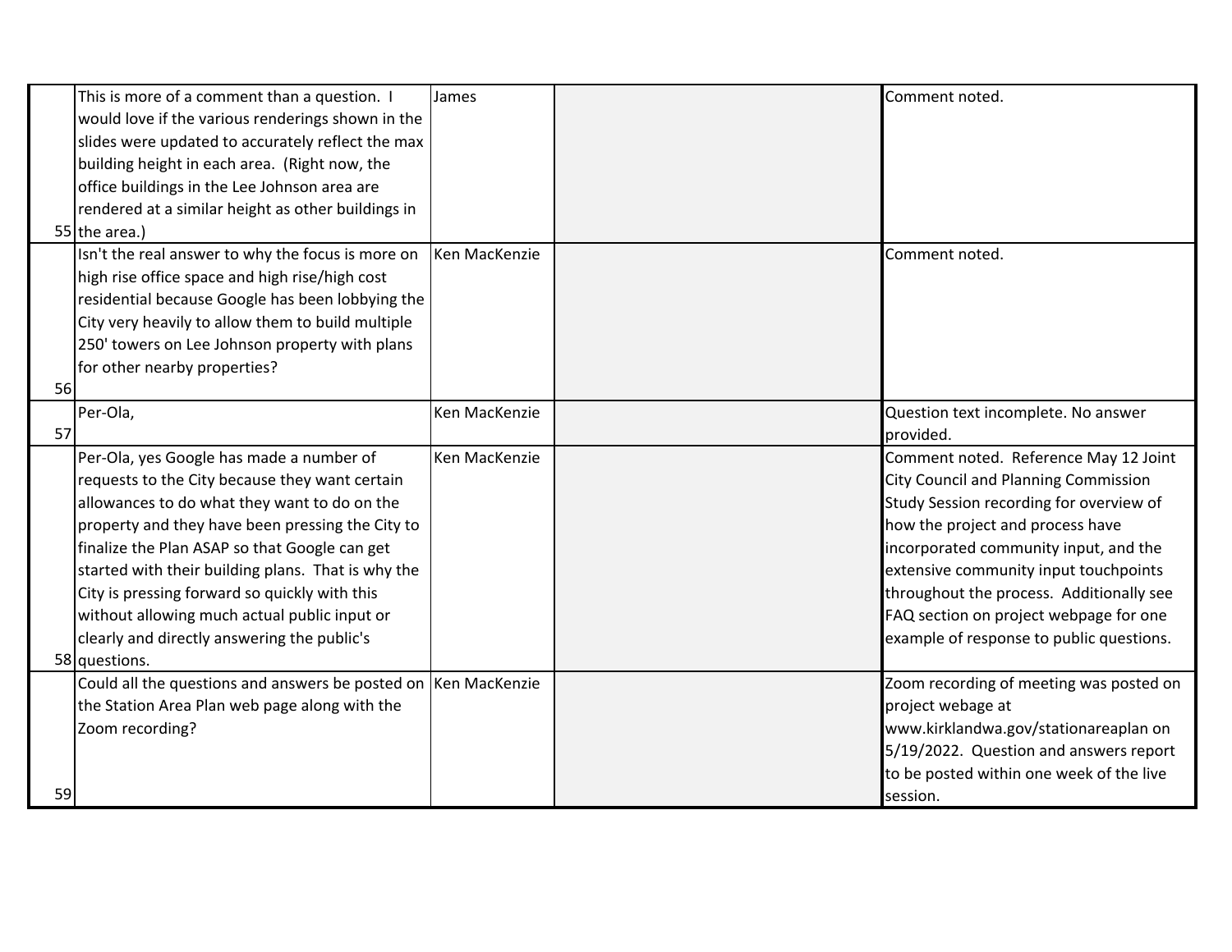| | | | | |
|---|---|---|---|---|
| 55 | This is more of a comment than a question. I would love if the various renderings shown in the slides were updated to accurately reflect the max building height in each area. (Right now, the office buildings in the Lee Johnson area are rendered at a similar height as other buildings in the area.) | James | | Comment noted. |
| 56 | Isn't the real answer to why the focus is more on high rise office space and high rise/high cost residential because Google has been lobbying the City very heavily to allow them to build multiple 250' towers on Lee Johnson property with plans for other nearby properties? | Ken MacKenzie | | Comment noted. |
| 57 | Per-Ola, | Ken MacKenzie | | Question text incomplete. No answer provided. |
| 58 | Per-Ola, yes Google has made a number of requests to the City because they want certain allowances to do what they want to do on the property and they have been pressing the City to finalize the Plan ASAP so that Google can get started with their building plans. That is why the City is pressing forward so quickly with this without allowing much actual public input or clearly and directly answering the public's questions. | Ken MacKenzie | | Comment noted. Reference May 12 Joint City Council and Planning Commission Study Session recording for overview of how the project and process have incorporated community input, and the extensive community input touchpoints throughout the process. Additionally see FAQ section on project webpage for one example of response to public questions. |
| 59 | Could all the questions and answers be posted on the Station Area Plan web page along with the Zoom recording? | Ken MacKenzie | | Zoom recording of meeting was posted on project webage at www.kirklandwa.gov/stationareaplan on 5/19/2022. Question and answers report to be posted within one week of the live session. |